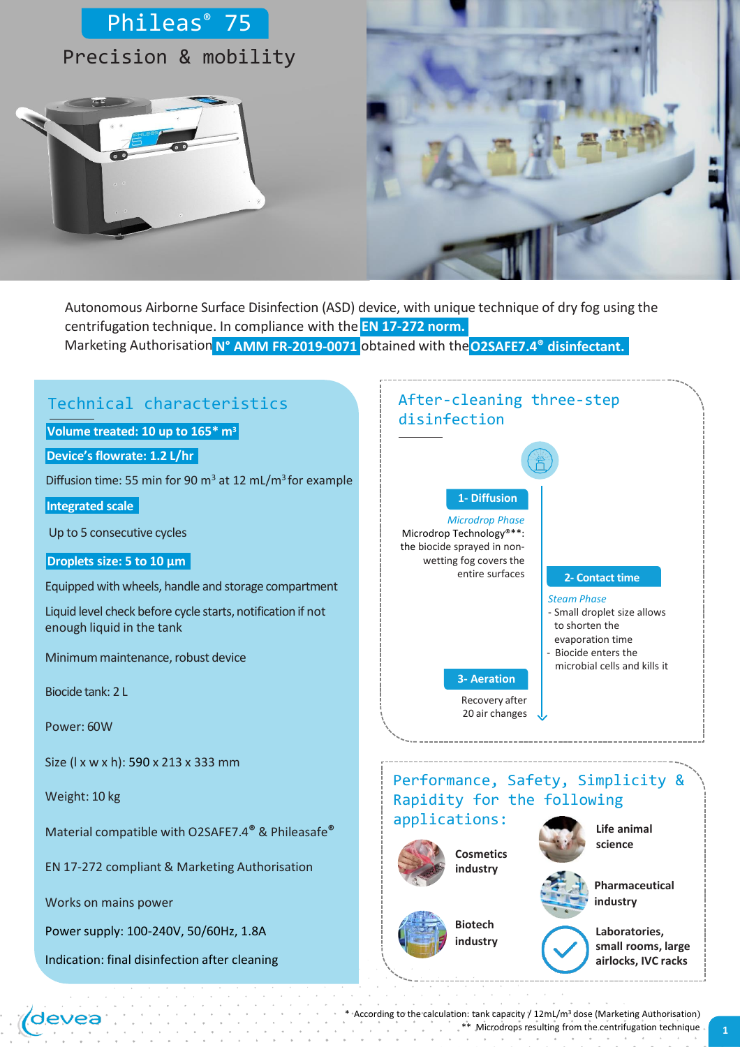# Phileas® 75

## Precision & mobility

Autonomous Airborne Surface Disinfection (ASD) device, with unique technique of dry fog using the centrifugation technique. In compliance with the **EN 17-272 norm.**
Marketing Authorisation **N° AMM FR-2019-0071** obtained with the **O2SAFE7.4® disinfectant.**

## Technical characteristics

**Volume treated: 10 up to 165* $m^3$**

**Device's flowrate: 1.2 L/hr**

Diffusion time: 55 min for 90 $m^3$ at 12 mL/$m^3$ for example

**Integrated scale**

Up to 5 consecutive cycles

**Droplets size: 5 to 10 µm**

Equipped with wheels, handle and storage compartment

Liquid level check before cycle starts, notification if not enough liquid in the tank

Minimum maintenance, robust device

Biocide tank: 2 L

Power: 60W

Size (l x w x h): 590 x 213 x 333 mm

Weight: 10 kg

Material compatible with O2SAFE7.4® & Phileasafe®

EN 17-272 compliant & Marketing Authorisation

Works on mains power

Power supply: 100-240V, 50/60Hz, 1.8A

Indication: final disinfection after cleaning

## After-cleaning three-step disinfection

**1- Diffusion**

*Microdrop Phase*
Microdrop Technology®**: the biocide sprayed in non-wetting fog covers the entire surfaces

**2- Contact time**

*Steam Phase*
- Small droplet size allows to shorten the evaporation time
- Biocide enters the microbial cells and kills it

**3- Aeration**

Recovery after 20 air changes

## Performance, Safety, Simplicity & Rapidity for the following applications:

- **Cosmetics industry**
- **Life animal science**
- **Pharmaceutical industry**
- **Biotech industry**
- **Laboratories, small rooms, large airlocks, IVC racks**

\* According to the calculation: tank capacity / 12mL/$m^3$ dose (Marketing Authorisation)
\*\* Microdrops resulting from the centrifugation technique

devea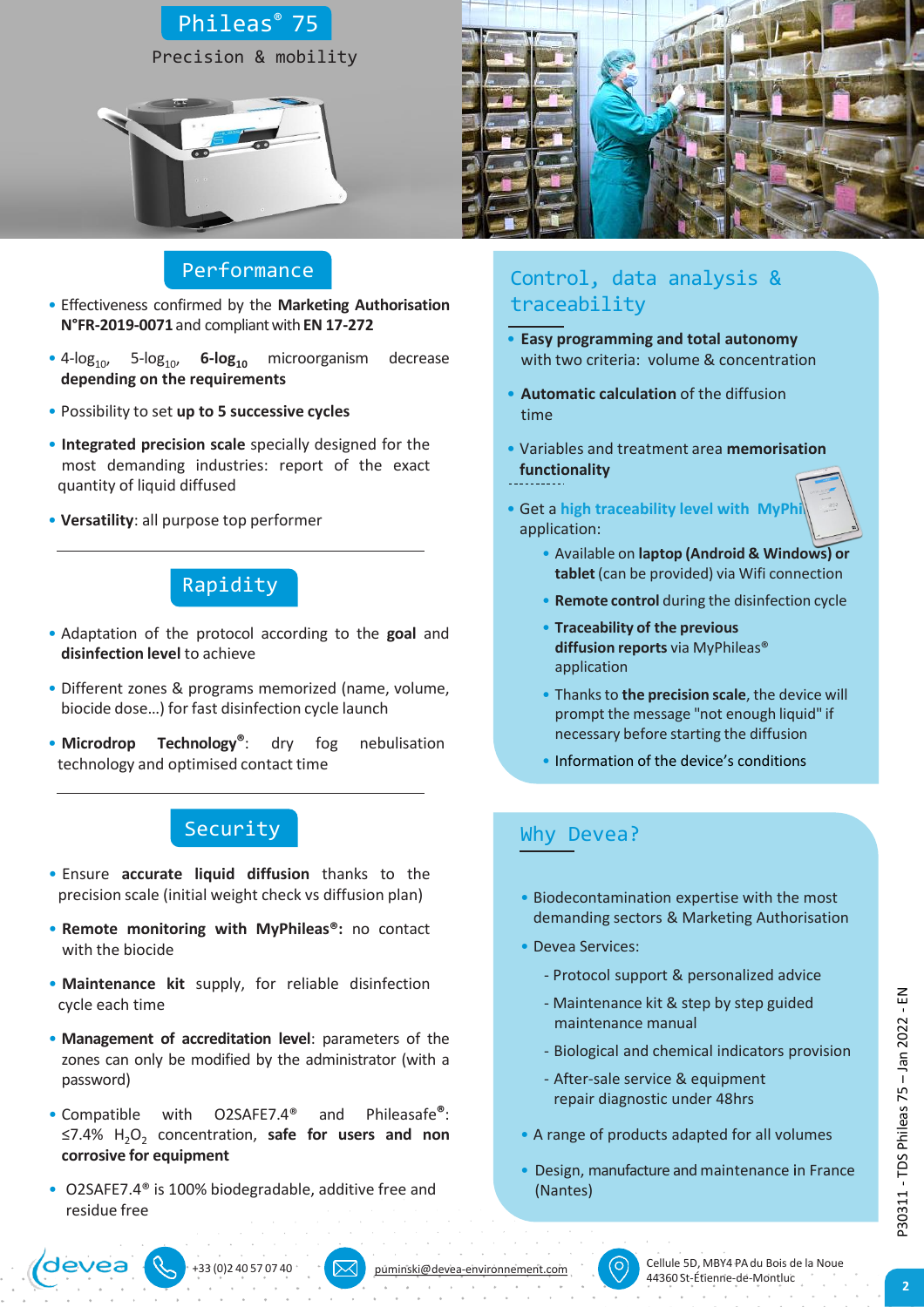# Phileas® 75

Precision & mobility

## Performance

- Effectiveness confirmed by the **Marketing Authorisation N°FR-2019-0071** and compliant with **EN 17-272**
- 4-$log_{10}$, 5-$log_{10}$, **6-$log_{10}$** microorganism decrease **depending on the requirements**
- Possibility to set **up to 5 successive cycles**
- **Integrated precision scale** specially designed for the most demanding industries: report of the exact quantity of liquid diffused
- **Versatility**: all purpose top performer

## Rapidity

- Adaptation of the protocol according to the **goal** and **disinfection level** to achieve
- Different zones & programs memorized (name, volume, biocide dose…) for fast disinfection cycle launch
- **Microdrop Technology®**: dry fog nebulisation technology and optimised contact time

## Security

- Ensure **accurate liquid diffusion** thanks to the precision scale (initial weight check vs diffusion plan)
- **Remote monitoring with MyPhileas®:** no contact with the biocide
- **Maintenance kit** supply, for reliable disinfection cycle each time
- **Management of accreditation level**: parameters of the zones can only be modified by the administrator (with a password)
- Compatible with O2SAFE7.4® and Phileasafe®: ≤7.4% $H_2O_2$ concentration, **safe for users and non corrosive for equipment**
- O2SAFE7.4® is 100% biodegradable, additive free and residue free

## Control, data analysis & traceability

- **Easy programming and total autonomy** with two criteria: volume & concentration
- **Automatic calculation** of the diffusion time
- Variables and treatment area **memorisation functionality**
- Get a **high traceability level with MyPhileas®** application:
  - Available on **laptop (Android & Windows) or tablet** (can be provided) via Wifi connection
  - **Remote control** during the disinfection cycle
  - **Traceability of the previous diffusion reports** via MyPhileas® application
  - Thanks to **the precision scale**, the device will prompt the message "not enough liquid" if necessary before starting the diffusion
  - Information of the device's conditions

## Why Devea?

- Biodecontamination expertise with the most demanding sectors & Marketing Authorisation
- Devea Services:
  - Protocol support & personalized advice
  - Maintenance kit & step by step guided maintenance manual
  - Biological and chemical indicators provision
  - After-sale service & equipment repair diagnostic under 48hrs
- A range of products adapted for all volumes
- Design, manufacture and maintenance in France (Nantes)

P30311 - TDS Phileas 75 – Jan 2022 - EN

devea | +33 (0)2 40 57 07 40 | puminski@devea-environnement.com | Cellule 5D, MBY4 PA du Bois de la Noue 44360 St-Étienne-de-Montluc